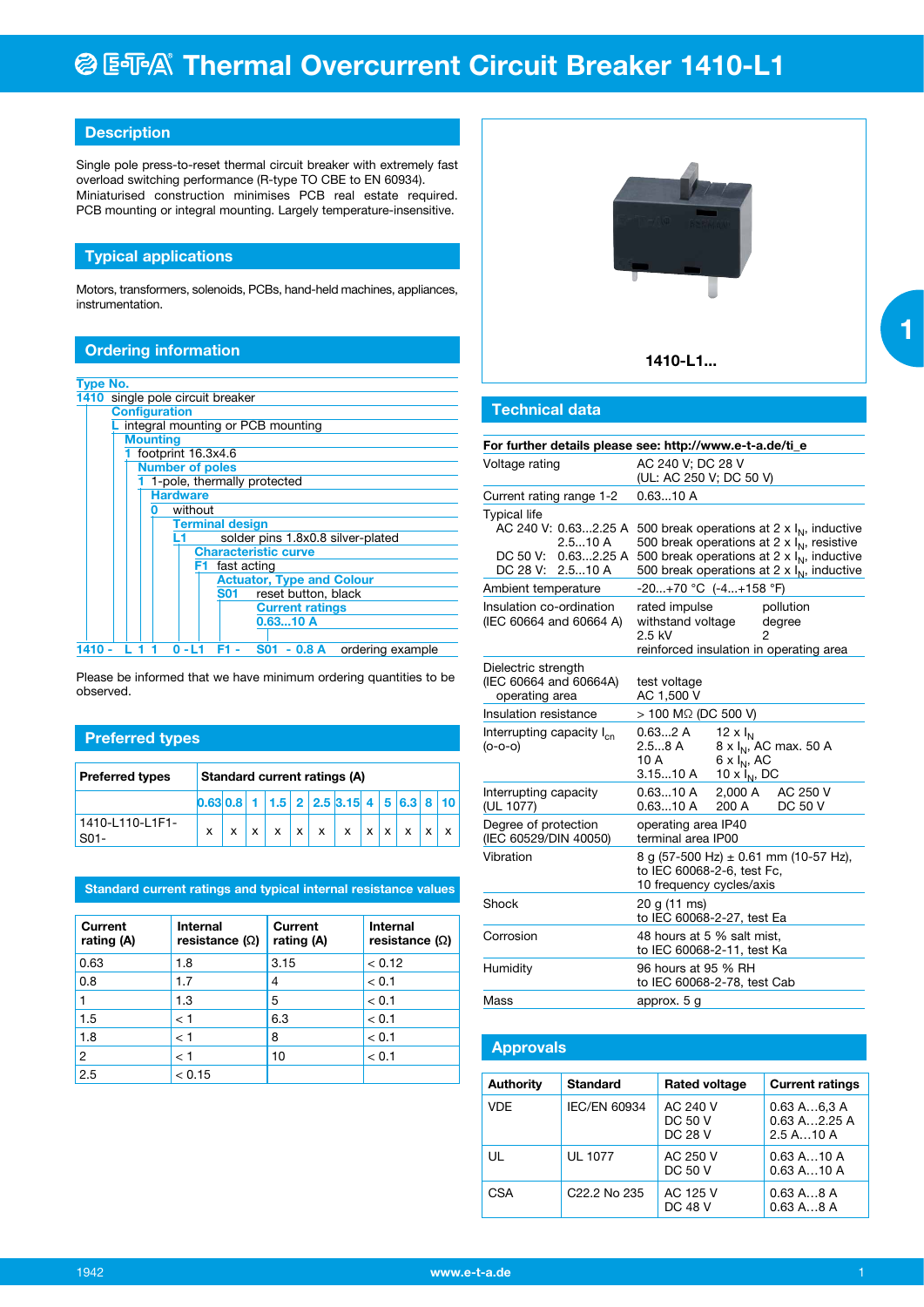# E-T-A Thermal Overcurrent Circuit Breaker 1410-L1

## Description

Single pole press-to-reset thermal circuit breaker with extremely fast overload switching performance (R-type TO CBE to EN 60934). Miniaturised construction minimises PCB real estate required. PCB mounting or integral mounting. Largely temperature-insensitive.

## Typical applications

Motors, transformers, solenoids, PCBs, hand-held machines, appliances, instrumentation.

## Ordering information

**Type No.**
1410 single pole circuit breaker

- **Configuration**
  L integral mounting or PCB mounting
  - **Mounting**
    1 footprint 16.3x4.6
    - **Number of poles**
      1 1-pole, thermally protected
      - **Hardware**
        0 without
        - **Terminal design**
          L1 solder pins 1.8x0.8 silver-plated
          - **Characteristic curve**
            F1 fast acting
            - **Actuator, Type and Colour**
              S01 reset button, black
              - **Current ratings**
                0.63...10 A

1410 - L 1 1 0 - L1 F1 - S01 - 0.8 A ordering example

Please be informed that we have minimum ordering quantities to be observed.

## Preferred types

| Preferred types | Standard current ratings (A) | | | | | | | | | | | |
|---|---|---|---|---|---|---|---|---|---|---|---|---|
| | 0.63 | 0.8 | 1 | 1.5 | 2 | 2.5 | 3.15 | 4 | 5 | 6.3 | 8 | 10 |
| 1410-L110-L1F1-S01- | x | x | x | x | x | x | x | x | x | x | x | x |

### Standard current ratings and typical internal resistance values

| Current rating (A) | Internal resistance (Ω) | Current rating (A) | Internal resistance (Ω) |
|---|---|---|---|
| 0.63 | 1.8 | 3.15 | < 0.12 |
| 0.8 | 1.7 | 4 | < 0.1 |
| 1 | 1.3 | 5 | < 0.1 |
| 1.5 | < 1 | 6.3 | < 0.1 |
| 1.8 | < 1 | 8 | < 0.1 |
| 2 | < 1 | 10 | < 0.1 |
| 2.5 | < 0.15 | | |

1410-L1...

## Technical data

**For further details please see: http://www.e-t-a.de/ti_e**

| | |
|---|---|
| Voltage rating | AC 240 V; DC 28 V (UL: AC 250 V; DC 50 V) |
| Current rating range 1-2 | 0.63...10 A |
| Typical life AC 240 V: 0.63...2.25 A | 500 break operations at 2 x $I_N$, inductive |
| 2.5...10 A | 500 break operations at 2 x $I_N$, resistive |
| DC 50 V: 0.63...2.25 A | 500 break operations at 2 x $I_N$, inductive |
| DC 28 V: 2.5...10 A | 500 break operations at 2 x $I_N$, inductive |
| Ambient temperature | -20...+70 °C (-4...+158 °F) |
| Insulation co-ordination (IEC 60664 and 60664 A) | rated impulse withstand voltage 2.5 kV; pollution degree 2; reinforced insulation in operating area |
| Dielectric strength (IEC 60664 and 60664A) operating area | test voltage AC 1,500 V |
| Insulation resistance | > 100 MΩ (DC 500 V) |
| Interrupting capacity $I_{cn}$ (o-o-o) | 0.63...2 A: 12 x $I_N$; 2.5...8 A: 8 x $I_N$, AC max. 50 A; 10 A: 6 x $I_N$, AC; 3.15...10 A: 10 x $I_N$, DC |
| Interrupting capacity (UL 1077) | 0.63...10 A: 2,000 A, AC 250 V; 0.63...10 A: 200 A, DC 50 V |
| Degree of protection (IEC 60529/DIN 40050) | operating area IP40; terminal area IP00 |
| Vibration | 8 g (57-500 Hz) ± 0.61 mm (10-57 Hz), to IEC 60068-2-6, test Fc, 10 frequency cycles/axis |
| Shock | 20 g (11 ms) to IEC 60068-2-27, test Ea |
| Corrosion | 48 hours at 5 % salt mist, to IEC 60068-2-11, test Ka |
| Humidity | 96 hours at 95 % RH to IEC 60068-2-78, test Cab |
| Mass | approx. 5 g |

## Approvals

| Authority | Standard | Rated voltage | Current ratings |
|---|---|---|---|
| VDE | IEC/EN 60934 | AC 240 V<br>DC 50 V<br>DC 28 V | 0.63 A…6,3 A<br>0.63 A…2.25 A<br>2.5 A…10 A |
| UL | UL 1077 | AC 250 V<br>DC 50 V | 0.63 A…10 A<br>0.63 A…10 A |
| CSA | C22.2 No 235 | AC 125 V<br>DC 48 V | 0.63 A…8 A<br>0.63 A…8 A |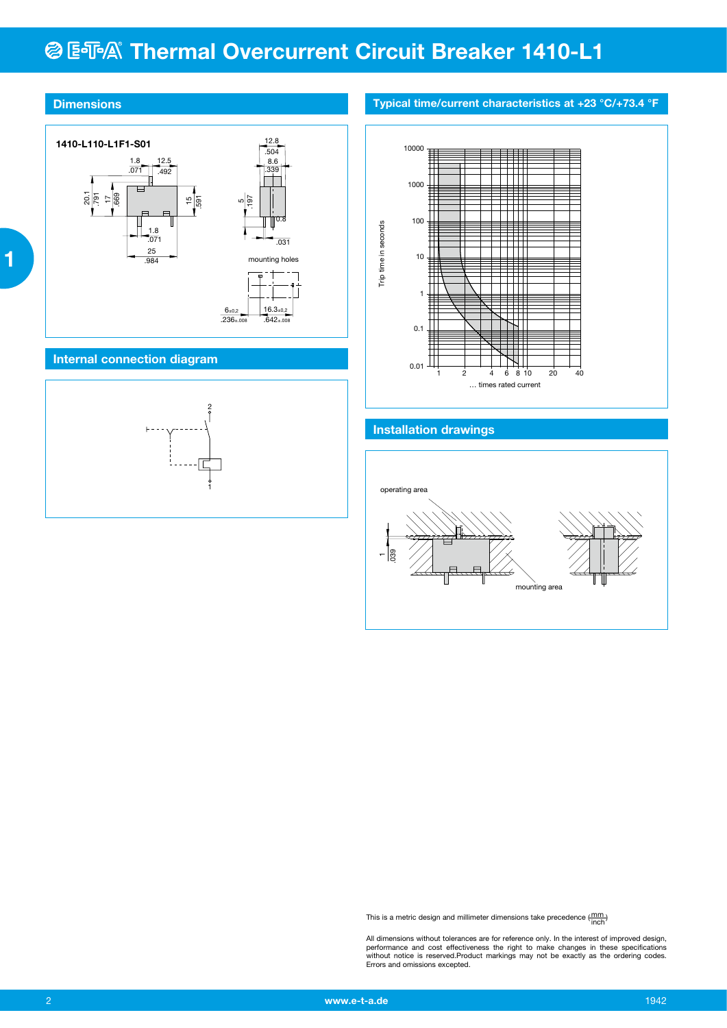# Thermal Overcurrent Circuit Breaker 1410-L1

## Dimensions

1410-L110-L1F1-S01

1.8
.071
12.5
.492
20.1
.791
17
.669
15
.591
1.8
.071
25
.984

12.8
.504
8.6
.339
5
.197
0.8
.031

mounting holes

6±0.2
.236±.008
16.3±0.2
.642±.008

## Typical time/current characteristics at +23 °C/+73.4 °F

10000
1000
100
10
1
0.1
0.01

Trip time in seconds

1 2 4 6 8 10 20 40

… times rated current

## Internal connection diagram

2
1

## Installation drawings

operating area

1
.039

mounting area

This is a metric design and millimeter dimensions take precedence (mm/inch)

All dimensions without tolerances are for reference only. In the interest of improved design, performance and cost effectiveness the right to make changes in these specifications without notice is reserved. Product markings may not be exactly as the ordering codes. Errors and omissions excepted.